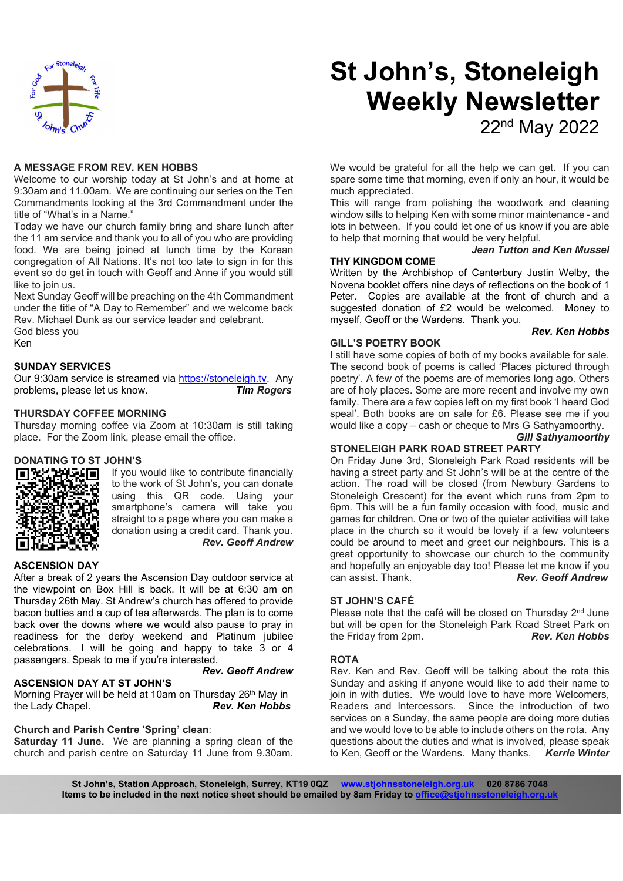# St John's, Stoneleigh Weekly Newsletter

22nd May 2022

## A MESSAGE FROM REV. KEN HOBBS

Welcome to our worship today at St John's and at home at 9:30am and 11.00am. We are continuing our series on the Ten Commandments looking at the 3rd Commandment under the title of "What's in a Name."

Today we have our church family bring and share lunch after the 11 am service and thank you to all of you who are providing food. We are being joined at lunch time by the Korean congregation of All Nations. It's not too late to sign in for this event so do get in touch with Geoff and Anne if you would still like to join us.

Next Sunday Geoff will be preaching on the 4th Commandment under the title of "A Day to Remember" and we welcome back Rev. Michael Dunk as our service leader and celebrant.

God bless you

Ken

## SUNDAY SERVICES

Our 9:30am service is streamed via https://stoneleigh.tv. Any problems, please let us know. ***Tim Rogers***

## THURSDAY COFFEE MORNING

Thursday morning coffee via Zoom at 10:30am is still taking place. For the Zoom link, please email the office.

## DONATING TO ST JOHN'S

If you would like to contribute financially to the work of St John's, you can donate using this QR code. Using your smartphone's camera will take you straight to a page where you can make a donation using a credit card. Thank you. ***Rev. Geoff Andrew***

## ASCENSION DAY

After a break of 2 years the Ascension Day outdoor service at the viewpoint on Box Hill is back. It will be at 6:30 am on Thursday 26th May. St Andrew's church has offered to provide bacon butties and a cup of tea afterwards. The plan is to come back over the downs where we would also pause to pray in readiness for the derby weekend and Platinum jubilee celebrations. I will be going and happy to take 3 or 4 passengers. Speak to me if you're interested. ***Rev. Geoff Andrew***

## ASCENSION DAY AT ST JOHN'S

Morning Prayer will be held at 10am on Thursday 26th May in the Lady Chapel. ***Rev. Ken Hobbs***

## Church and Parish Centre 'Spring' clean:

**Saturday 11 June.** We are planning a spring clean of the church and parish centre on Saturday 11 June from 9.30am. We would be grateful for all the help we can get. If you can spare some time that morning, even if only an hour, it would be much appreciated.

This will range from polishing the woodwork and cleaning window sills to helping Ken with some minor maintenance - and lots in between. If you could let one of us know if you are able to help that morning that would be very helpful.

***Jean Tutton and Ken Mussel***

## THY KINGDOM COME

Written by the Archbishop of Canterbury Justin Welby, the Novena booklet offers nine days of reflections on the book of 1 Peter. Copies are available at the front of church and a suggested donation of £2 would be welcomed. Money to myself, Geoff or the Wardens. Thank you. ***Rev. Ken Hobbs***

## GILL'S POETRY BOOK

I still have some copies of both of my books available for sale. The second book of poems is called 'Places pictured through poetry'. A few of the poems are of memories long ago. Others are of holy places. Some are more recent and involve my own family. There are a few copies left on my first book 'I heard God speal'. Both books are on sale for £6. Please see me if you would like a copy – cash or cheque to Mrs G Sathyamoorthy. ***Gill Sathyamoorthy***

## STONELEIGH PARK ROAD STREET PARTY

On Friday June 3rd, Stoneleigh Park Road residents will be having a street party and St John's will be at the centre of the action. The road will be closed (from Newbury Gardens to Stoneleigh Crescent) for the event which runs from 2pm to 6pm. This will be a fun family occasion with food, music and games for children. One or two of the quieter activities will take place in the church so it would be lovely if a few volunteers could be around to meet and greet our neighbours. This is a great opportunity to showcase our church to the community and hopefully an enjoyable day too! Please let me know if you can assist. Thank. ***Rev. Geoff Andrew***

## ST JOHN'S CAFÉ

Please note that the café will be closed on Thursday 2nd June but will be open for the Stoneleigh Park Road Street Park on the Friday from 2pm. ***Rev. Ken Hobbs***

## ROTA

Rev. Ken and Rev. Geoff will be talking about the rota this Sunday and asking if anyone would like to add their name to join in with duties. We would love to have more Welcomers, Readers and Intercessors. Since the introduction of two services on a Sunday, the same people are doing more duties and we would love to be able to include others on the rota. Any questions about the duties and what is involved, please speak to Ken, Geoff or the Wardens. Many thanks. ***Kerrie Winter***

**St John's, Station Approach, Stoneleigh, Surrey, KT19 0QZ www.stjohnsstoneleigh.org.uk 020 8786 7048**
**Items to be included in the next notice sheet should be emailed by 8am Friday to office@stjohnsstoneleigh.org.uk**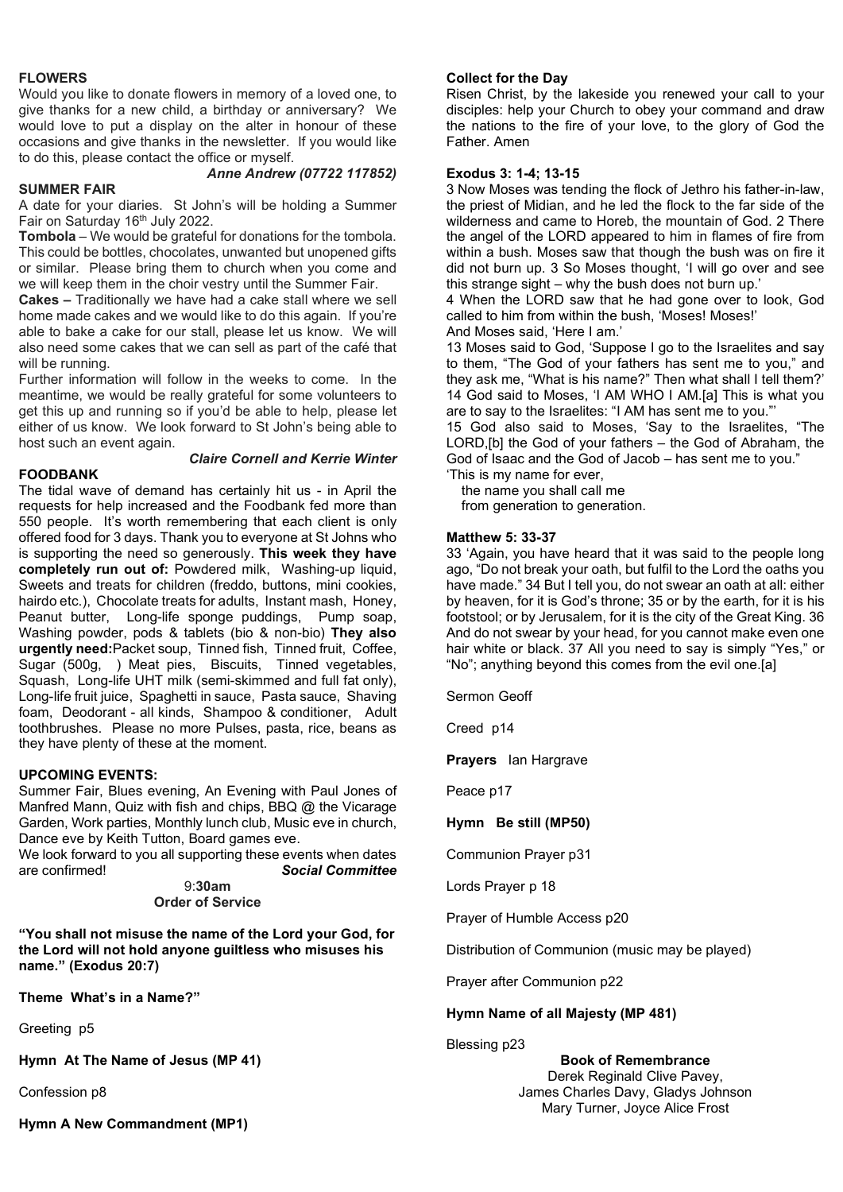**FLOWERS**

Would you like to donate flowers in memory of a loved one, to give thanks for a new child, a birthday or anniversary? We would love to put a display on the alter in honour of these occasions and give thanks in the newsletter. If you would like to do this, please contact the office or myself.

***Anne Andrew (07722 117852)***

**SUMMER FAIR**

A date for your diaries. St John's will be holding a Summer Fair on Saturday 16th July 2022.

**Tombola** – We would be grateful for donations for the tombola. This could be bottles, chocolates, unwanted but unopened gifts or similar. Please bring them to church when you come and we will keep them in the choir vestry until the Summer Fair.

**Cakes –** Traditionally we have had a cake stall where we sell home made cakes and we would like to do this again. If you're able to bake a cake for our stall, please let us know. We will also need some cakes that we can sell as part of the café that will be running.

Further information will follow in the weeks to come. In the meantime, we would be really grateful for some volunteers to get this up and running so if you'd be able to help, please let either of us know. We look forward to St John's being able to host such an event again.

***Claire Cornell and Kerrie Winter***

**FOODBANK**

The tidal wave of demand has certainly hit us - in April the requests for help increased and the Foodbank fed more than 550 people. It's worth remembering that each client is only offered food for 3 days. Thank you to everyone at St Johns who is supporting the need so generously. **This week they have completely run out of:** Powdered milk, Washing-up liquid, Sweets and treats for children (freddo, buttons, mini cookies, hairdo etc.), Chocolate treats for adults, Instant mash, Honey, Peanut butter, Long-life sponge puddings, Pump soap, Washing powder, pods & tablets (bio & non-bio) **They also urgently need:**Packet soup, Tinned fish, Tinned fruit, Coffee, Sugar (500g, ) Meat pies, Biscuits, Tinned vegetables, Squash, Long-life UHT milk (semi-skimmed and full fat only), Long-life fruit juice, Spaghetti in sauce, Pasta sauce, Shaving foam, Deodorant - all kinds, Shampoo & conditioner, Adult toothbrushes. Please no more Pulses, pasta, rice, beans as they have plenty of these at the moment.

**UPCOMING EVENTS:**

Summer Fair, Blues evening, An Evening with Paul Jones of Manfred Mann, Quiz with fish and chips, BBQ @ the Vicarage Garden, Work parties, Monthly lunch club, Music eve in church, Dance eve by Keith Tutton, Board games eve.

We look forward to you all supporting these events when dates are confirmed! ***Social Committee***

9:**30am**
**Order of Service**

**"You shall not misuse the name of the Lord your God, for the Lord will not hold anyone guiltless who misuses his name." (Exodus 20:7)**

**Theme What's in a Name?"**

Greeting p5

**Hymn At The Name of Jesus (MP 41)**

Confession p8

**Hymn A New Commandment (MP1)**

**Collect for the Day**

Risen Christ, by the lakeside you renewed your call to your disciples: help your Church to obey your command and draw the nations to the fire of your love, to the glory of God the Father. Amen

**Exodus 3: 1-4; 13-15**

3 Now Moses was tending the flock of Jethro his father-in-law, the priest of Midian, and he led the flock to the far side of the wilderness and came to Horeb, the mountain of God. 2 There the angel of the LORD appeared to him in flames of fire from within a bush. Moses saw that though the bush was on fire it did not burn up. 3 So Moses thought, 'I will go over and see this strange sight – why the bush does not burn up.'

4 When the LORD saw that he had gone over to look, God called to him from within the bush, 'Moses! Moses!'

And Moses said, 'Here I am.'

13 Moses said to God, 'Suppose I go to the Israelites and say to them, "The God of your fathers has sent me to you," and they ask me, "What is his name?" Then what shall I tell them?'

14 God said to Moses, 'I AM WHO I AM.[a] This is what you are to say to the Israelites: "I AM has sent me to you."'

15 God also said to Moses, 'Say to the Israelites, "The LORD,[b] the God of your fathers – the God of Abraham, the God of Isaac and the God of Jacob – has sent me to you."

'This is my name for ever,
the name you shall call me
from generation to generation.

**Matthew 5: 33-37**

33 'Again, you have heard that it was said to the people long ago, "Do not break your oath, but fulfil to the Lord the oaths you have made." 34 But I tell you, do not swear an oath at all: either by heaven, for it is God's throne; 35 or by the earth, for it is his footstool; or by Jerusalem, for it is the city of the Great King. 36 And do not swear by your head, for you cannot make even one hair white or black. 37 All you need to say is simply "Yes," or "No"; anything beyond this comes from the evil one.[a]

Sermon Geoff

Creed p14

**Prayers** Ian Hargrave

Peace p17

**Hymn Be still (MP50)**

Communion Prayer p31

Lords Prayer p 18

Prayer of Humble Access p20

Distribution of Communion (music may be played)

Prayer after Communion p22

**Hymn Name of all Majesty (MP 481)**

Blessing p23

**Book of Remembrance**

Derek Reginald Clive Pavey,
James Charles Davy, Gladys Johnson
Mary Turner, Joyce Alice Frost